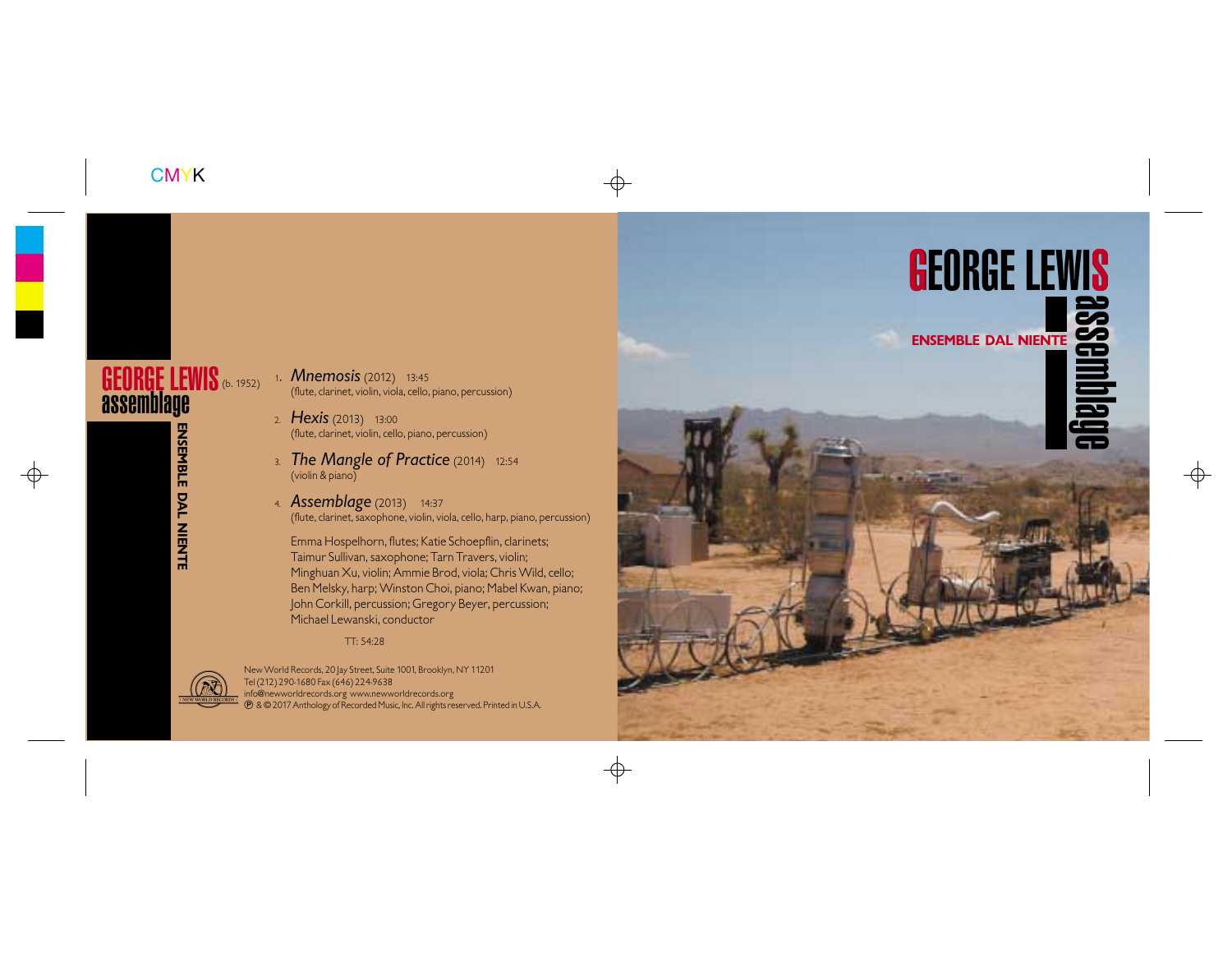# GEORGE LEWIS (b. 1952)

## assemblage

**ENSEMBLE DAL NIENTE**

1. *Mnemosis* (2012) 13:45
   (flute, clarinet, violin, viola, cello, piano, percussion)

2. *Hexis* (2013) 13:00
   (flute, clarinet, violin, cello, piano, percussion)

3. *The Mangle of Practice* (2014) 12:54
   (violin & piano)

4. *Assemblage* (2013) 14:37
   (flute, clarinet, saxophone, violin, viola, cello, harp, piano, percussion)

Emma Hospelhorn, flutes; Katie Schoepflin, clarinets; Taimur Sullivan, saxophone; Tarn Travers, violin; Minghuan Xu, violin; Ammie Brod, viola; Chris Wild, cello; Ben Melsky, harp; Winston Choi, piano; Mabel Kwan, piano; John Corkill, percussion; Gregory Beyer, percussion; Michael Lewanski, conductor

TT: 54:28

New World Records, 20 Jay Street, Suite 1001, Brooklyn, NY 11201
Tel (212) 290-1680 Fax (646) 224-9638
info@newworldrecords.org www.newworldrecords.org
℗ & © 2017 Anthology of Recorded Music, Inc. All rights reserved. Printed in U.S.A.

# GEORGE LEWIS

## assemblage

**ENSEMBLE DAL NIENTE**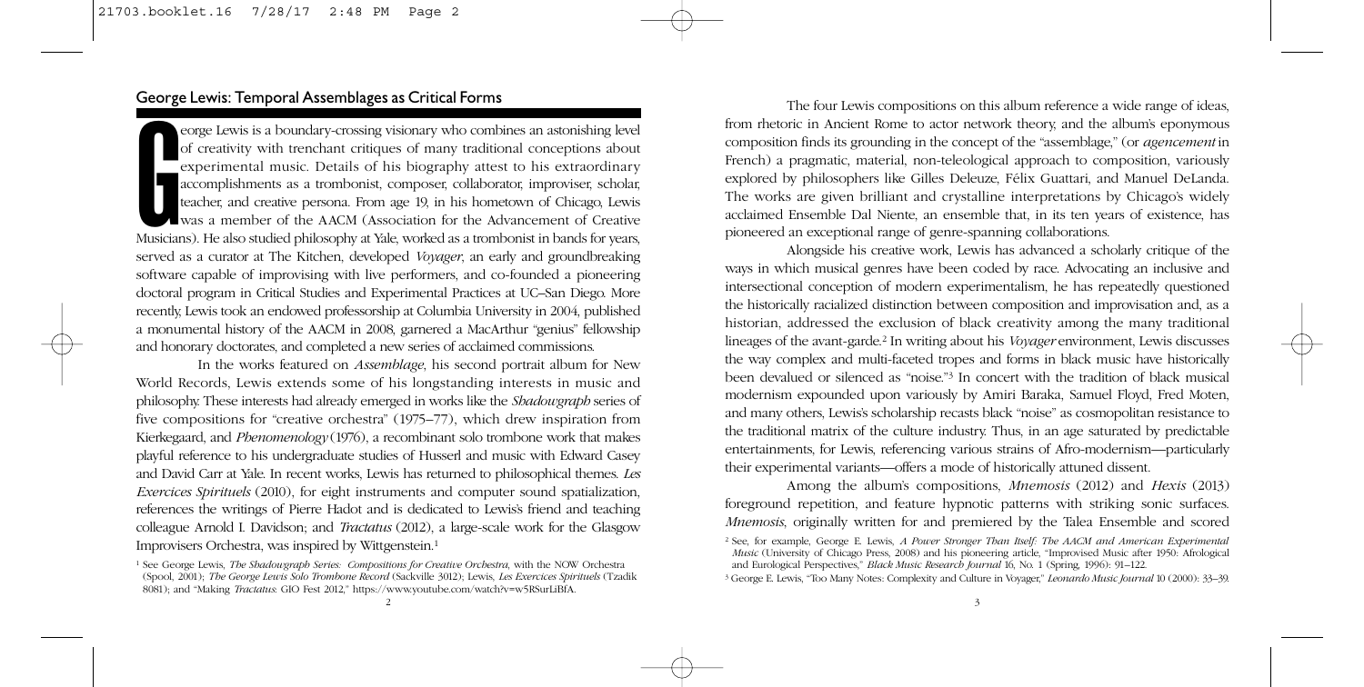## George Lewis: Temporal Assemblages as Critical Forms

George Lewis is a boundary-crossing visionary who combines an astonishing level of creativity with trenchant critiques of many traditional conceptions about experimental music. Details of his biography attest to his extraordinary accomplishments as a trombonist, composer, collaborator, improviser, scholar, teacher, and creative persona. From age 19, in his hometown of Chicago, Lewis was a member of the AACM (Association for the Advancement of Creative Musicians). He also studied philosophy at Yale, worked as a trombonist in bands for years, served as a curator at The Kitchen, developed *Voyager*, an early and groundbreaking software capable of improvising with live performers, and co-founded a pioneering doctoral program in Critical Studies and Experimental Practices at UC–San Diego. More recently, Lewis took an endowed professorship at Columbia University in 2004, published a monumental history of the AACM in 2008, garnered a MacArthur "genius" fellowship and honorary doctorates, and completed a new series of acclaimed commissions.

In the works featured on *Assemblage*, his second portrait album for New World Records, Lewis extends some of his longstanding interests in music and philosophy. These interests had already emerged in works like the *Shadowgraph* series of five compositions for "creative orchestra" (1975–77), which drew inspiration from Kierkegaard, and *Phenomenology* (1976), a recombinant solo trombone work that makes playful reference to his undergraduate studies of Husserl and music with Edward Casey and David Carr at Yale. In recent works, Lewis has returned to philosophical themes. *Les Exercices Spirituels* (2010), for eight instruments and computer sound spatialization, references the writings of Pierre Hadot and is dedicated to Lewis's friend and teaching colleague Arnold I. Davidson; and *Tractatus* (2012), a large-scale work for the Glasgow Improvisers Orchestra, was inspired by Wittgenstein.[1]

The four Lewis compositions on this album reference a wide range of ideas, from rhetoric in Ancient Rome to actor network theory, and the album's eponymous composition finds its grounding in the concept of the "assemblage," (or *agencement* in French) a pragmatic, material, non-teleological approach to composition, variously explored by philosophers like Gilles Deleuze, Félix Guattari, and Manuel DeLanda. The works are given brilliant and crystalline interpretations by Chicago's widely acclaimed Ensemble Dal Niente, an ensemble that, in its ten years of existence, has pioneered an exceptional range of genre-spanning collaborations.

Alongside his creative work, Lewis has advanced a scholarly critique of the ways in which musical genres have been coded by race. Advocating an inclusive and intersectional conception of modern experimentalism, he has repeatedly questioned the historically racialized distinction between composition and improvisation and, as a historian, addressed the exclusion of black creativity among the many traditional lineages of the avant-garde.[2] In writing about his *Voyager* environment, Lewis discusses the way complex and multi-faceted tropes and forms in black music have historically been devalued or silenced as "noise."[3] In concert with the tradition of black musical modernism expounded upon variously by Amiri Baraka, Samuel Floyd, Fred Moten, and many others, Lewis's scholarship recasts black "noise" as cosmopolitan resistance to the traditional matrix of the culture industry. Thus, in an age saturated by predictable entertainments, for Lewis, referencing various strains of Afro-modernism—particularly their experimental variants—offers a mode of historically attuned dissent.

Among the album's compositions, *Mnemosis* (2012) and *Hexis* (2013) foreground repetition, and feature hypnotic patterns with striking sonic surfaces. *Mnemosis*, originally written for and premiered by the Talea Ensemble and scored

---

[1] See George Lewis, *The Shadowgraph Series: Compositions for Creative Orchestra*, with the NOW Orchestra (Spool, 2001); *The George Lewis Solo Trombone Record* (Sackville 3012); Lewis, *Les Exercices Spirituels* (Tzadik 8081); and "Making *Tractatus*: GIO Fest 2012," https://www.youtube.com/watch?v=w5RSurLiBfA.

[2] See, for example, George E. Lewis, *A Power Stronger Than Itself: The AACM and American Experimental Music* (University of Chicago Press, 2008) and his pioneering article, "Improvised Music after 1950: Afrological and Eurological Perspectives," *Black Music Research Journal* 16, No. 1 (Spring, 1996): 91–122.

[3] George E. Lewis, "Too Many Notes: Complexity and Culture in Voyager," *Leonardo Music Journal* 10 (2000): 33–39.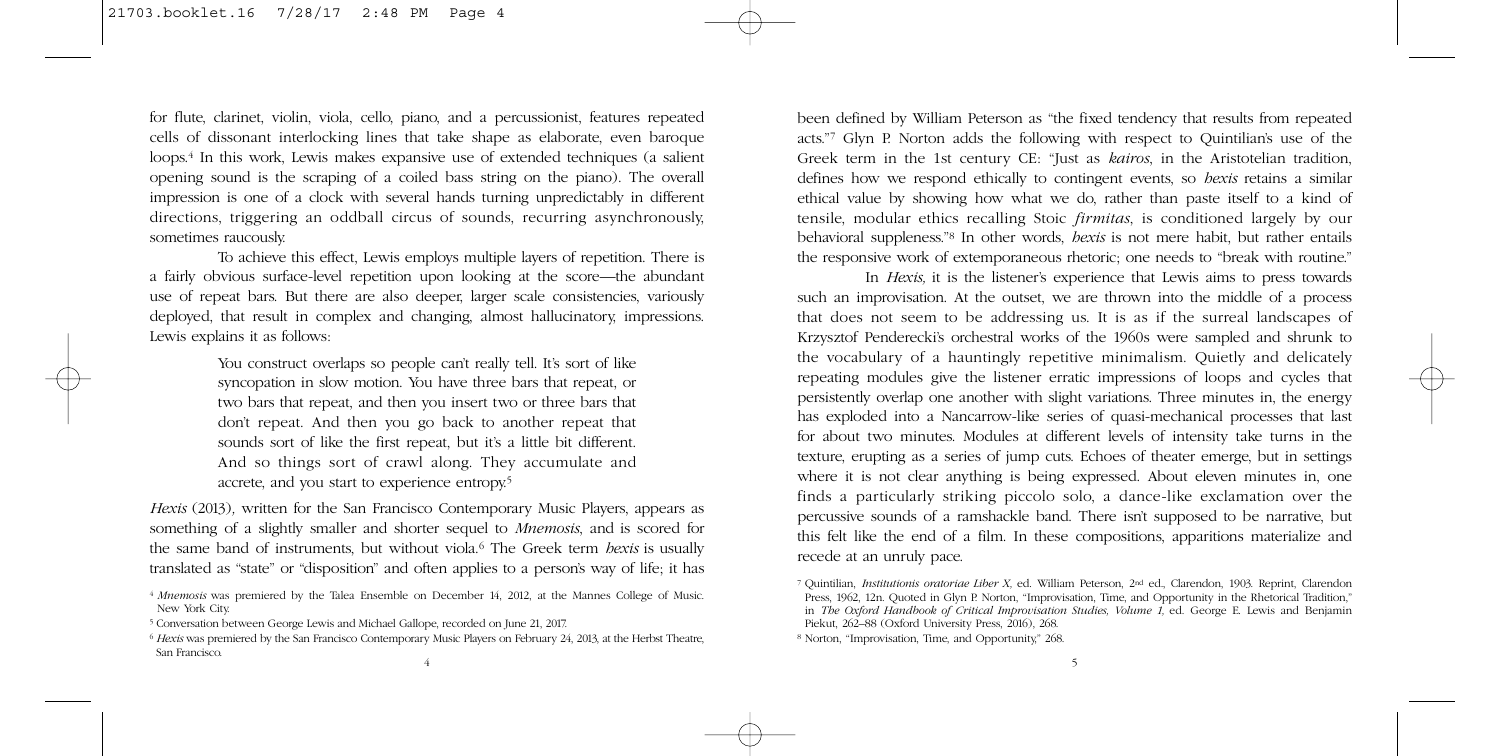for flute, clarinet, violin, viola, cello, piano, and a percussionist, features repeated cells of dissonant interlocking lines that take shape as elaborate, even baroque loops.[4] In this work, Lewis makes expansive use of extended techniques (a salient opening sound is the scraping of a coiled bass string on the piano). The overall impression is one of a clock with several hands turning unpredictably in different directions, triggering an oddball circus of sounds, recurring asynchronously, sometimes raucously.

To achieve this effect, Lewis employs multiple layers of repetition. There is a fairly obvious surface-level repetition upon looking at the score—the abundant use of repeat bars. But there are also deeper, larger scale consistencies, variously deployed, that result in complex and changing, almost hallucinatory, impressions. Lewis explains it as follows:

> You construct overlaps so people can't really tell. It's sort of like syncopation in slow motion. You have three bars that repeat, or two bars that repeat, and then you insert two or three bars that don't repeat. And then you go back to another repeat that sounds sort of like the first repeat, but it's a little bit different. And so things sort of crawl along. They accumulate and accrete, and you start to experience entropy.[5]

*Hexis* (2013), written for the San Francisco Contemporary Music Players, appears as something of a slightly smaller and shorter sequel to *Mnemosis*, and is scored for the same band of instruments, but without viola.[6] The Greek term *hexis* is usually translated as "state" or "disposition" and often applies to a person's way of life; it has been defined by William Peterson as "the fixed tendency that results from repeated acts."[7] Glyn P. Norton adds the following with respect to Quintilian's use of the Greek term in the 1st century CE: "Just as *kairos*, in the Aristotelian tradition, defines how we respond ethically to contingent events, so *hexis* retains a similar ethical value by showing how what we do, rather than paste itself to a kind of tensile, modular ethics recalling Stoic *firmitas*, is conditioned largely by our behavioral suppleness."[8] In other words, *hexis* is not mere habit, but rather entails the responsive work of extemporaneous rhetoric; one needs to "break with routine."

In *Hexis*, it is the listener's experience that Lewis aims to press towards such an improvisation. At the outset, we are thrown into the middle of a process that does not seem to be addressing us. It is as if the surreal landscapes of Krzysztof Penderecki's orchestral works of the 1960s were sampled and shrunk to the vocabulary of a hauntingly repetitive minimalism. Quietly and delicately repeating modules give the listener erratic impressions of loops and cycles that persistently overlap one another with slight variations. Three minutes in, the energy has exploded into a Nancarrow-like series of quasi-mechanical processes that last for about two minutes. Modules at different levels of intensity take turns in the texture, erupting as a series of jump cuts. Echoes of theater emerge, but in settings where it is not clear anything is being expressed. About eleven minutes in, one finds a particularly striking piccolo solo, a dance-like exclamation over the percussive sounds of a ramshackle band. There isn't supposed to be narrative, but this felt like the end of a film. In these compositions, apparitions materialize and recede at an unruly pace.

---

[4] *Mnemosis* was premiered by the Talea Ensemble on December 14, 2012, at the Mannes College of Music. New York City.

[5] Conversation between George Lewis and Michael Gallope, recorded on June 21, 2017.

[6] *Hexis* was premiered by the San Francisco Contemporary Music Players on February 24, 2013, at the Herbst Theatre, San Francisco.

[7] Quintilian, *Institutionis oratoriae Liber X*, ed. William Peterson, 2nd ed., Clarendon, 1903. Reprint, Clarendon Press, 1962, 12n. Quoted in Glyn P. Norton, "Improvisation, Time, and Opportunity in the Rhetorical Tradition," in *The Oxford Handbook of Critical Improvisation Studies, Volume 1*, ed. George E. Lewis and Benjamin Piekut, 262–88 (Oxford University Press, 2016), 268.

[8] Norton, "Improvisation, Time, and Opportunity," 268.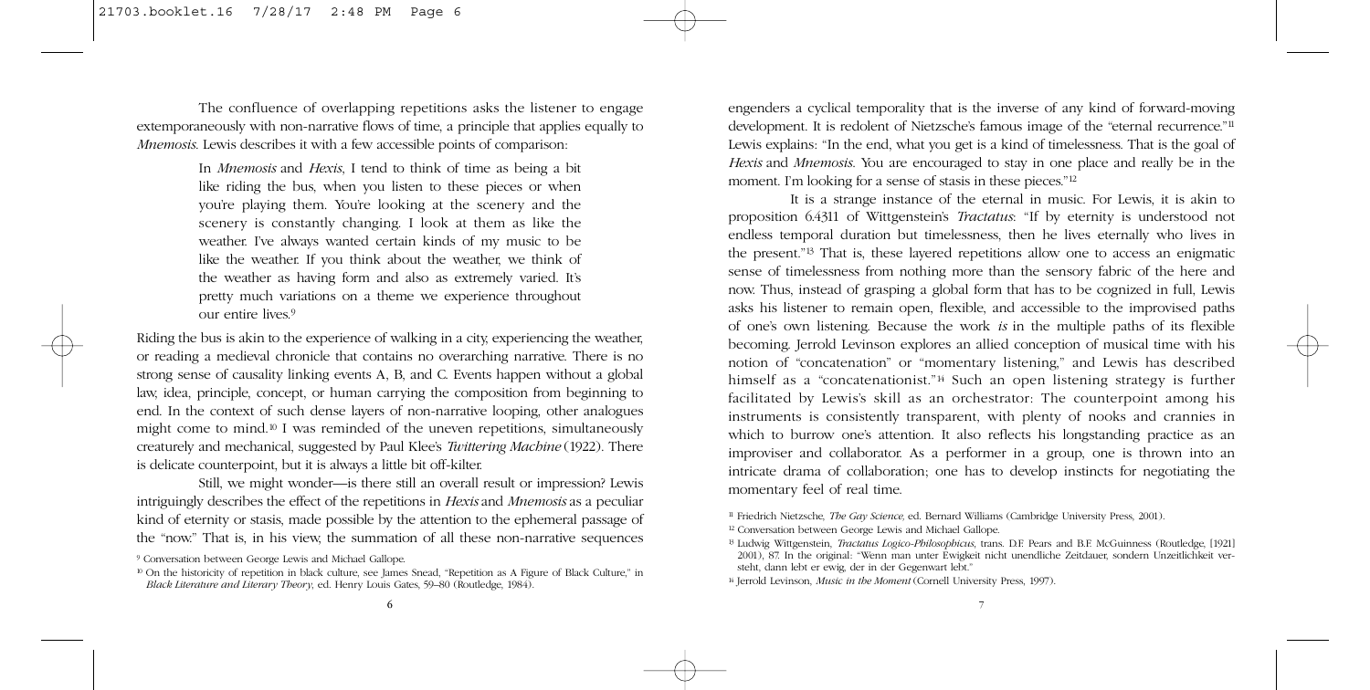The confluence of overlapping repetitions asks the listener to engage extemporaneously with non-narrative flows of time, a principle that applies equally to *Mnemosis*. Lewis describes it with a few accessible points of comparison:

> In *Mnemosis* and *Hexis*, I tend to think of time as being a bit like riding the bus, when you listen to these pieces or when you're playing them. You're looking at the scenery and the scenery is constantly changing. I look at them as like the weather. I've always wanted certain kinds of my music to be like the weather. If you think about the weather, we think of the weather as having form and also as extremely varied. It's pretty much variations on a theme we experience throughout our entire lives.[9]

Riding the bus is akin to the experience of walking in a city, experiencing the weather, or reading a medieval chronicle that contains no overarching narrative. There is no strong sense of causality linking events A, B, and C. Events happen without a global law, idea, principle, concept, or human carrying the composition from beginning to end. In the context of such dense layers of non-narrative looping, other analogues might come to mind.[10] I was reminded of the uneven repetitions, simultaneously creaturely and mechanical, suggested by Paul Klee's *Twittering Machine* (1922). There is delicate counterpoint, but it is always a little bit off-kilter.

Still, we might wonder—is there still an overall result or impression? Lewis intriguingly describes the effect of the repetitions in *Hexis* and *Mnemosis* as a peculiar kind of eternity or stasis, made possible by the attention to the ephemeral passage of the "now." That is, in his view, the summation of all these non-narrative sequences engenders a cyclical temporality that is the inverse of any kind of forward-moving development. It is redolent of Nietzsche's famous image of the "eternal recurrence."[11] Lewis explains: "In the end, what you get is a kind of timelessness. That is the goal of *Hexis* and *Mnemosis*. You are encouraged to stay in one place and really be in the moment. I'm looking for a sense of stasis in these pieces."[12]

It is a strange instance of the eternal in music. For Lewis, it is akin to proposition 6.4311 of Wittgenstein's *Tractatus*: "If by eternity is understood not endless temporal duration but timelessness, then he lives eternally who lives in the present."[13] That is, these layered repetitions allow one to access an enigmatic sense of timelessness from nothing more than the sensory fabric of the here and now. Thus, instead of grasping a global form that has to be cognized in full, Lewis asks his listener to remain open, flexible, and accessible to the improvised paths of one's own listening. Because the work *is* in the multiple paths of its flexible becoming. Jerrold Levinson explores an allied conception of musical time with his notion of "concatenation" or "momentary listening," and Lewis has described himself as a "concatenationist."[14] Such an open listening strategy is further facilitated by Lewis's skill as an orchestrator: The counterpoint among his instruments is consistently transparent, with plenty of nooks and crannies in which to burrow one's attention. It also reflects his longstanding practice as an improviser and collaborator. As a performer in a group, one is thrown into an intricate drama of collaboration; one has to develop instincts for negotiating the momentary feel of real time.

[9] Conversation between George Lewis and Michael Gallope.

[10] On the historicity of repetition in black culture, see James Snead, "Repetition as A Figure of Black Culture," in *Black Literature and Literary Theory*, ed. Henry Louis Gates, 59–80 (Routledge, 1984).

[11] Friedrich Nietzsche, *The Gay Science*, ed. Bernard Williams (Cambridge University Press, 2001).

[12] Conversation between George Lewis and Michael Gallope.

[13] Ludwig Wittgenstein, *Tractatus Logico-Philosophicus*, trans. D.F. Pears and B.F. McGuinness (Routledge, [1921] 2001), 87. In the original: "Wenn man unter Ewigkeit nicht unendliche Zeitdauer, sondern Unzeitlichkeit versteht, dann lebt er ewig, der in der Gegenwart lebt."

[14] Jerrold Levinson, *Music in the Moment* (Cornell University Press, 1997).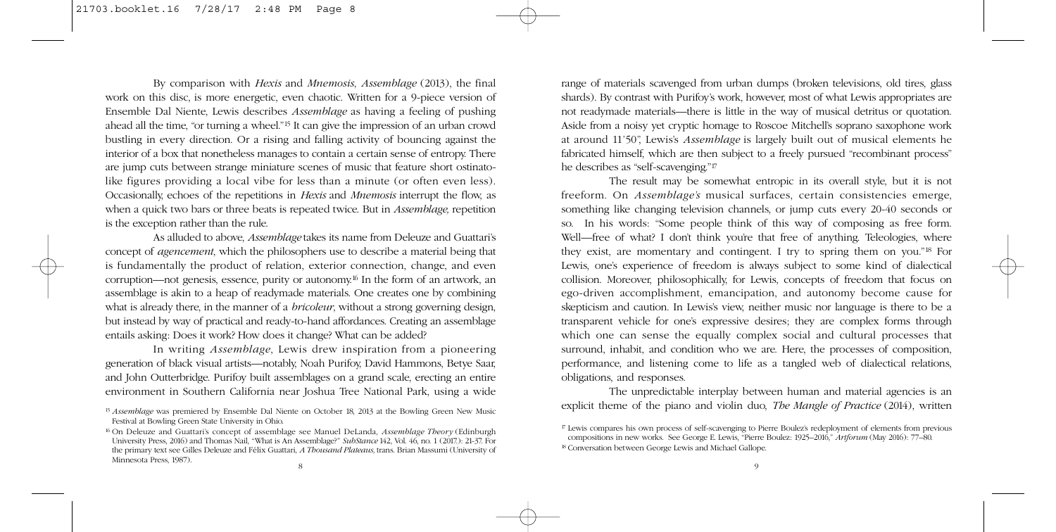By comparison with *Hexis* and *Mnemosis*, *Assemblage* (2013), the final work on this disc, is more energetic, even chaotic. Written for a 9-piece version of Ensemble Dal Niente, Lewis describes *Assemblage* as having a feeling of pushing ahead all the time, "or turning a wheel."[15] It can give the impression of an urban crowd bustling in every direction. Or a rising and falling activity of bouncing against the interior of a box that nonetheless manages to contain a certain sense of entropy. There are jump cuts between strange miniature scenes of music that feature short ostinato-like figures providing a local vibe for less than a minute (or often even less). Occasionally, echoes of the repetitions in *Hexis* and *Mnemosis* interrupt the flow, as when a quick two bars or three beats is repeated twice. But in *Assemblage*, repetition is the exception rather than the rule.

As alluded to above, *Assemblage* takes its name from Deleuze and Guattari's concept of *agencement*, which the philosophers use to describe a material being that is fundamentally the product of relation, exterior connection, change, and even corruption—not genesis, essence, purity or autonomy.[16] In the form of an artwork, an assemblage is akin to a heap of readymade materials. One creates one by combining what is already there, in the manner of a *bricoleur*, without a strong governing design, but instead by way of practical and ready-to-hand affordances. Creating an assemblage entails asking: Does it work? How does it change? What can be added?

In writing *Assemblage*, Lewis drew inspiration from a pioneering generation of black visual artists—notably, Noah Purifoy, David Hammons, Betye Saar, and John Outterbridge. Purifoy built assemblages on a grand scale, erecting an entire environment in Southern California near Joshua Tree National Park, using a wide range of materials scavenged from urban dumps (broken televisions, old tires, glass shards). By contrast with Purifoy's work, however, most of what Lewis appropriates are not readymade materials—there is little in the way of musical detritus or quotation. Aside from a noisy yet cryptic homage to Roscoe Mitchell's soprano saxophone work at around 11'50", Lewis's *Assemblage* is largely built out of musical elements he fabricated himself, which are then subject to a freely pursued "recombinant process" he describes as "self-scavenging."[17]

The result may be somewhat entropic in its overall style, but it is not freeform. On *Assemblage's* musical surfaces, certain consistencies emerge, something like changing television channels, or jump cuts every 20-40 seconds or so. In his words: "Some people think of this way of composing as free form. Well—free of what? I don't think you're that free of anything. Teleologies, where they exist, are momentary and contingent. I try to spring them on you."[18] For Lewis, one's experience of freedom is always subject to some kind of dialectical collision. Moreover, philosophically, for Lewis, concepts of freedom that focus on ego-driven accomplishment, emancipation, and autonomy become cause for skepticism and caution. In Lewis's view, neither music nor language is there to be a transparent vehicle for one's expressive desires; they are complex forms through which one can sense the equally complex social and cultural processes that surround, inhabit, and condition who we are. Here, the processes of composition, performance, and listening come to life as a tangled web of dialectical relations, obligations, and responses.

The unpredictable interplay between human and material agencies is an explicit theme of the piano and violin duo, *The Mangle of Practice* (2014), written

---

[15] *Assemblage* was premiered by Ensemble Dal Niente on October 18, 2013 at the Bowling Green New Music Festival at Bowling Green State University in Ohio.

[16] On Deleuze and Guattari's concept of assemblage see Manuel DeLanda, *Assemblage Theory* (Edinburgh University Press, 2016) and Thomas Nail, "What is An Assemblage?" *SubStance* 142, Vol. 46, no. 1 (2017.): 21-37. For the primary text see Gilles Deleuze and Félix Guattari, *A Thousand Plateaus*, trans. Brian Massumi (University of Minnesota Press, 1987).

[17] Lewis compares his own process of self-scavenging to Pierre Boulez's redeployment of elements from previous compositions in new works. See George E. Lewis, "Pierre Boulez: 1925–2016," *Artforum* (May 2016): 77–80.

[18] Conversation between George Lewis and Michael Gallope.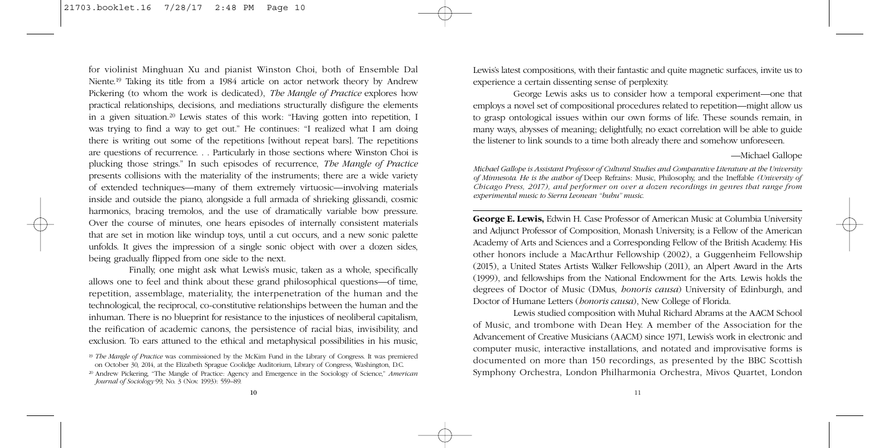for violinist Minghuan Xu and pianist Winston Choi, both of Ensemble Dal Niente.[19] Taking its title from a 1984 article on actor network theory by Andrew Pickering (to whom the work is dedicated), *The Mangle of Practice* explores how practical relationships, decisions, and mediations structurally disfigure the elements in a given situation.[20] Lewis states of this work: "Having gotten into repetition, I was trying to find a way to get out." He continues: "I realized what I am doing there is writing out some of the repetitions [without repeat bars]. The repetitions are questions of recurrence. . . Particularly in those sections where Winston Choi is plucking those strings." In such episodes of recurrence, *The Mangle of Practice* presents collisions with the materiality of the instruments; there are a wide variety of extended techniques—many of them extremely virtuosic—involving materials inside and outside the piano, alongside a full armada of shrieking glissandi, cosmic harmonics, bracing tremolos, and the use of dramatically variable bow pressure. Over the course of minutes, one hears episodes of internally consistent materials that are set in motion like windup toys, until a cut occurs, and a new sonic palette unfolds. It gives the impression of a single sonic object with over a dozen sides, being gradually flipped from one side to the next.

Finally, one might ask what Lewis's music, taken as a whole, specifically allows one to feel and think about these grand philosophical questions—of time, repetition, assemblage, materiality, the interpenetration of the human and the technological, the reciprocal, co-constitutive relationships between the human and the inhuman. There is no blueprint for resistance to the injustices of neoliberal capitalism, the reification of academic canons, the persistence of racial bias, invisibility, and exclusion. To ears attuned to the ethical and metaphysical possibilities in his music, Lewis's latest compositions, with their fantastic and quite magnetic surfaces, invite us to experience a certain dissenting sense of perplexity.

George Lewis asks us to consider how a temporal experiment—one that employs a novel set of compositional procedures related to repetition—might allow us to grasp ontological issues within our own forms of life. These sounds remain, in many ways, abysses of meaning; delightfully, no exact correlation will be able to guide the listener to link sounds to a time both already there and somehow unforeseen.

—Michael Gallope

*Michael Gallope is Assistant Professor of Cultural Studies and Comparative Literature at the University of Minnesota. He is the author of* Deep Refrains: Music, Philosophy, and the Ineffable *(University of Chicago Press, 2017), and performer on over a dozen recordings in genres that range from experimental music to Sierra Leonean "bubu" music.*

[19] *The Mangle of Practice* was commissioned by the McKim Fund in the Library of Congress. It was premiered on October 30, 2014, at the Elizabeth Sprague Coolidge Auditorium, Library of Congress, Washington, D.C.

[20] Andrew Pickering, "The Mangle of Practice: Agency and Emergence in the Sociology of Science," *American Journal of Sociology* 99, No. 3 (Nov. 1993): 559–89.

---

**George E. Lewis,** Edwin H. Case Professor of American Music at Columbia University and Adjunct Professor of Composition, Monash University, is a Fellow of the American Academy of Arts and Sciences and a Corresponding Fellow of the British Academy. His other honors include a MacArthur Fellowship (2002), a Guggenheim Fellowship (2015), a United States Artists Walker Fellowship (2011), an Alpert Award in the Arts (1999), and fellowships from the National Endowment for the Arts. Lewis holds the degrees of Doctor of Music (DMus, *honoris causa*) University of Edinburgh, and Doctor of Humane Letters (*honoris causa*), New College of Florida.

Lewis studied composition with Muhal Richard Abrams at the AACM School of Music, and trombone with Dean Hey. A member of the Association for the Advancement of Creative Musicians (AACM) since 1971, Lewis's work in electronic and computer music, interactive installations, and notated and improvisative forms is documented on more than 150 recordings, as presented by the BBC Scottish Symphony Orchestra, London Philharmonia Orchestra, Mivos Quartet, London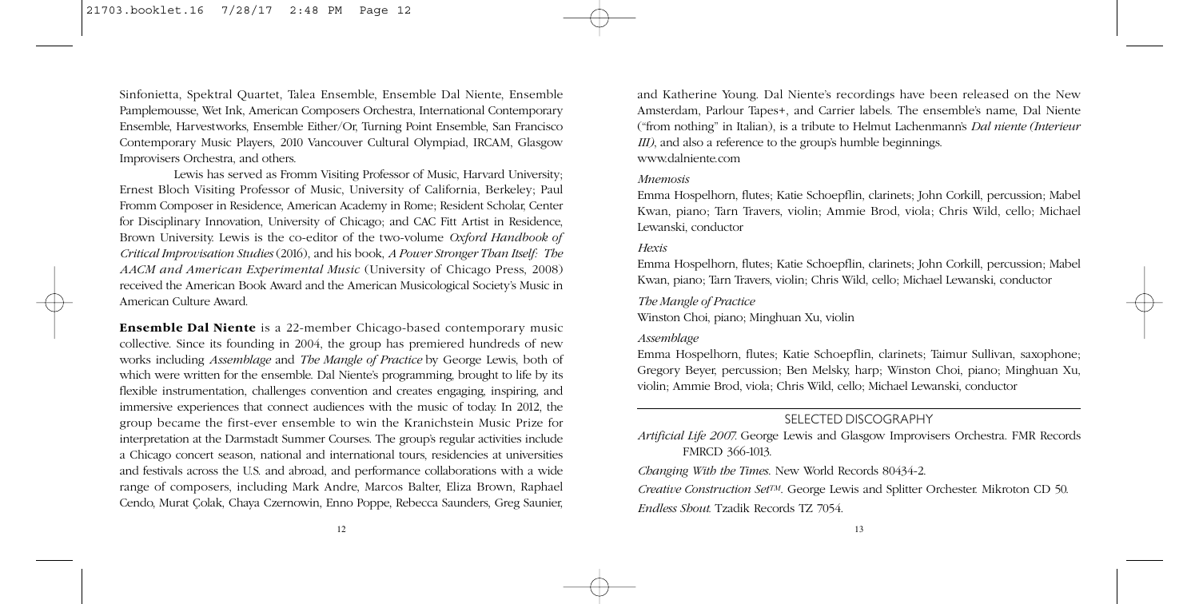Sinfonietta, Spektral Quartet, Talea Ensemble, Ensemble Dal Niente, Ensemble Pamplemousse, Wet Ink, American Composers Orchestra, International Contemporary Ensemble, Harvestworks, Ensemble Either/Or, Turning Point Ensemble, San Francisco Contemporary Music Players, 2010 Vancouver Cultural Olympiad, IRCAM, Glasgow Improvisers Orchestra, and others.

Lewis has served as Fromm Visiting Professor of Music, Harvard University; Ernest Bloch Visiting Professor of Music, University of California, Berkeley; Paul Fromm Composer in Residence, American Academy in Rome; Resident Scholar, Center for Disciplinary Innovation, University of Chicago; and CAC Fitt Artist in Residence, Brown University. Lewis is the co-editor of the two-volume *Oxford Handbook of Critical Improvisation Studies* (2016), and his book, *A Power Stronger Than Itself: The AACM and American Experimental Music* (University of Chicago Press, 2008) received the American Book Award and the American Musicological Society's Music in American Culture Award.

**Ensemble Dal Niente** is a 22-member Chicago-based contemporary music collective. Since its founding in 2004, the group has premiered hundreds of new works including *Assemblage* and *The Mangle of Practice* by George Lewis, both of which were written for the ensemble. Dal Niente's programming, brought to life by its flexible instrumentation, challenges convention and creates engaging, inspiring, and immersive experiences that connect audiences with the music of today. In 2012, the group became the first-ever ensemble to win the Kranichstein Music Prize for interpretation at the Darmstadt Summer Courses. The group's regular activities include a Chicago concert season, national and international tours, residencies at universities and festivals across the U.S. and abroad, and performance collaborations with a wide range of composers, including Mark Andre, Marcos Balter, Eliza Brown, Raphael Cendo, Murat Çolak, Chaya Czernowin, Enno Poppe, Rebecca Saunders, Greg Saunier, and Katherine Young. Dal Niente's recordings have been released on the New Amsterdam, Parlour Tapes+, and Carrier labels. The ensemble's name, Dal Niente ("from nothing" in Italian), is a tribute to Helmut Lachenmann's *Dal niente (Interieur III)*, and also a reference to the group's humble beginnings.
www.dalniente.com

*Mnemosis*
Emma Hospelhorn, flutes; Katie Schoepflin, clarinets; John Corkill, percussion; Mabel Kwan, piano; Tarn Travers, violin; Ammie Brod, viola; Chris Wild, cello; Michael Lewanski, conductor

*Hexis*
Emma Hospelhorn, flutes; Katie Schoepflin, clarinets; John Corkill, percussion; Mabel Kwan, piano; Tarn Travers, violin; Chris Wild, cello; Michael Lewanski, conductor

*The Mangle of Practice*
Winston Choi, piano; Minghuan Xu, violin

*Assemblage*
Emma Hospelhorn, flutes; Katie Schoepflin, clarinets; Taimur Sullivan, saxophone; Gregory Beyer, percussion; Ben Melsky, harp; Winston Choi, piano; Minghuan Xu, violin; Ammie Brod, viola; Chris Wild, cello; Michael Lewanski, conductor

## SELECTED DISCOGRAPHY

*Artificial Life 2007*. George Lewis and Glasgow Improvisers Orchestra. FMR Records FMRCD 366-1013.

*Changing With the Times*. New World Records 80434-2.

*Creative Construction Set™*. George Lewis and Splitter Orchester. Mikroton CD 50.

*Endless Shout*. Tzadik Records TZ 7054.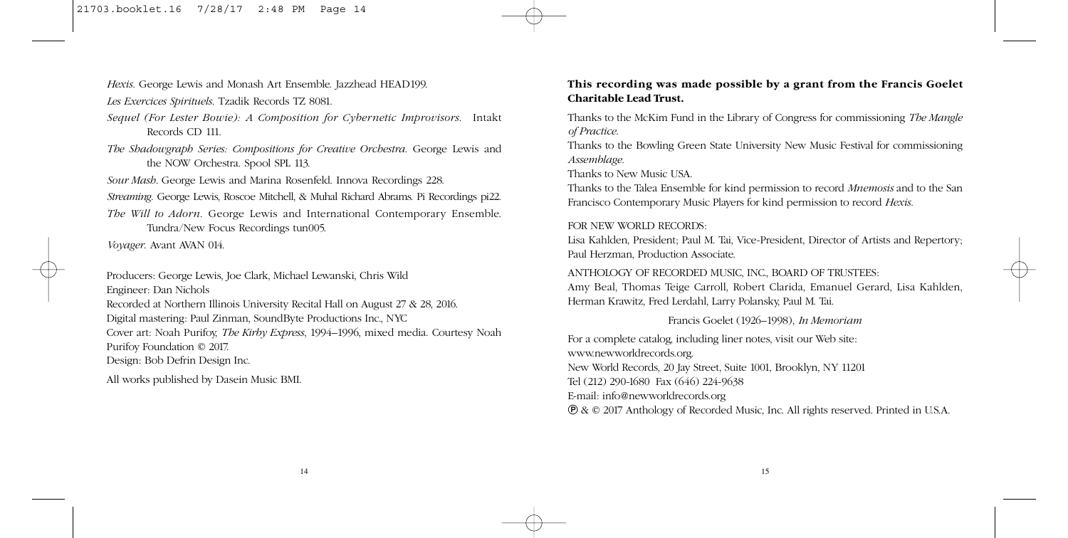*Hexis*. George Lewis and Monash Art Ensemble. Jazzhead HEAD199.

*Les Exercices Spirituels*. Tzadik Records TZ 8081.

*Sequel (For Lester Bowie): A Composition for Cybernetic Improvisors*. Intakt Records CD 111.

*The Shadowgraph Series: Compositions for Creative Orchestra*. George Lewis and the NOW Orchestra. Spool SPL 113.

*Sour Mash*. George Lewis and Marina Rosenfeld. Innova Recordings 228.

*Streaming*. George Lewis, Roscoe Mitchell, & Muhal Richard Abrams. Pi Recordings pi22.

*The Will to Adorn*. George Lewis and International Contemporary Ensemble. Tundra/New Focus Recordings tun005.

*Voyager*. Avant AVAN 014.

Producers: George Lewis, Joe Clark, Michael Lewanski, Chris Wild
Engineer: Dan Nichols
Recorded at Northern Illinois University Recital Hall on August 27 & 28, 2016.
Digital mastering: Paul Zinman, SoundByte Productions Inc., NYC
Cover art: Noah Purifoy, *The Kirby Express*, 1994–1996, mixed media. Courtesy Noah Purifoy Foundation © 2017.
Design: Bob Defrin Design Inc.

All works published by Dasein Music BMI.

**This recording was made possible by a grant from the Francis Goelet Charitable Lead Trust.**

Thanks to the McKim Fund in the Library of Congress for commissioning *The Mangle of Practice*.
Thanks to the Bowling Green State University New Music Festival for commissioning *Assemblage*.
Thanks to New Music USA.
Thanks to the Talea Ensemble for kind permission to record *Mnemosis* and to the San Francisco Contemporary Music Players for kind permission to record *Hexis*.

FOR NEW WORLD RECORDS:
Lisa Kahlden, President; Paul M. Tai, Vice-President, Director of Artists and Repertory; Paul Herzman, Production Associate.

ANTHOLOGY OF RECORDED MUSIC, INC., BOARD OF TRUSTEES:
Amy Beal, Thomas Teige Carroll, Robert Clarida, Emanuel Gerard, Lisa Kahlden, Herman Krawitz, Fred Lerdahl, Larry Polansky, Paul M. Tai.

Francis Goelet (1926–1998), *In Memoriam*

For a complete catalog, including liner notes, visit our Web site:
www.newworldrecords.org.
New World Records, 20 Jay Street, Suite 1001, Brooklyn, NY 11201
Tel (212) 290-1680 Fax (646) 224-9638
E-mail: info@newworldrecords.org
℗ & © 2017 Anthology of Recorded Music, Inc. All rights reserved. Printed in U.S.A.